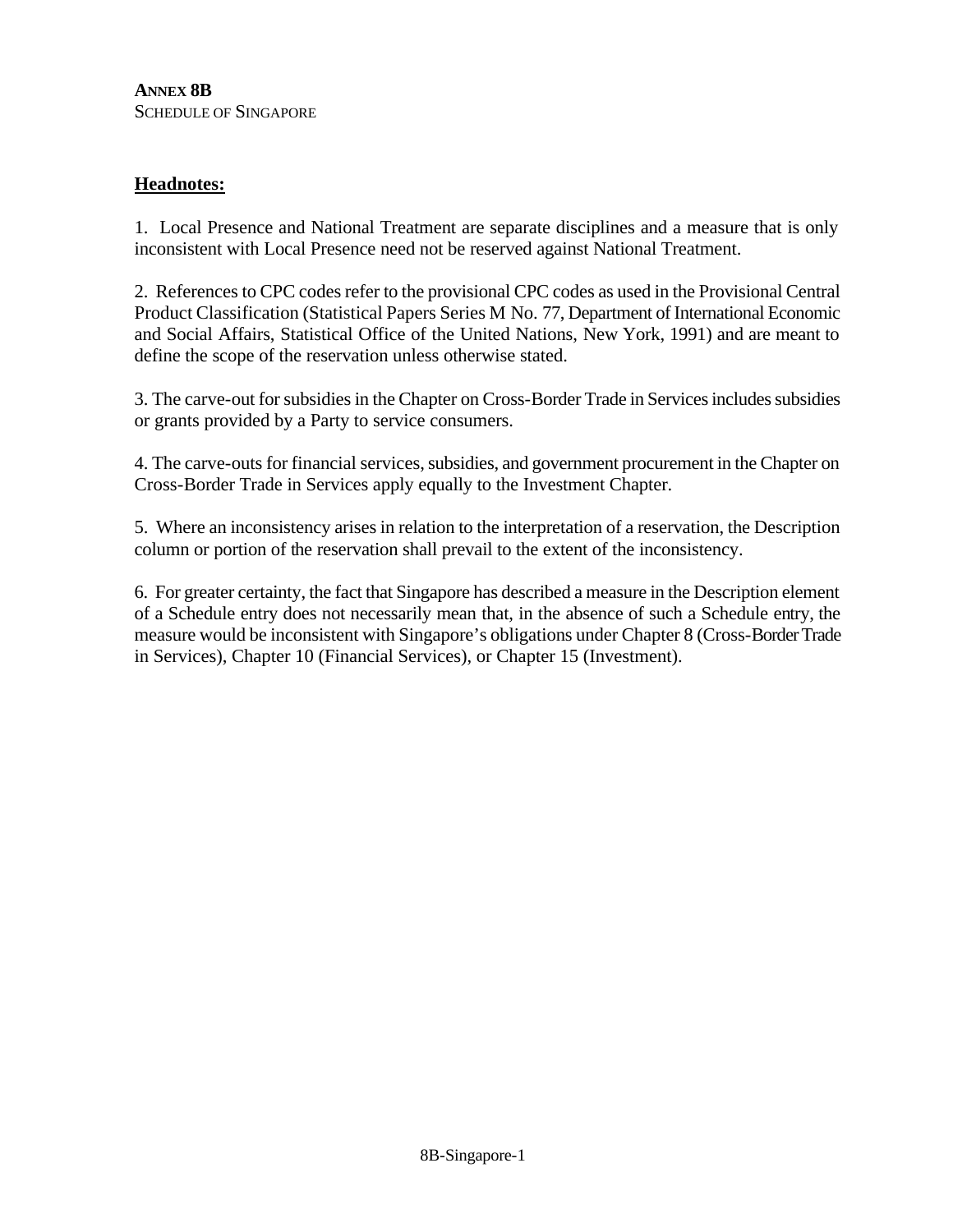**ANNEX 8B**

SCHEDULE OF SINGAPORE

**Headnotes:**

1. Local Presence and National Treatment are separate disciplines and a measure that is only inconsistent with Local Presence need not be reserved against National Treatment.

2. References to CPC codes refer to the provisional CPC codes as used in the Provisional Central Product Classification (Statistical Papers Series M No. 77, Department of International Economic and Social Affairs, Statistical Office of the United Nations, New York, 1991) and are meant to define the scope of the reservation unless otherwise stated.

3. The carve-out for subsidies in the Chapter on Cross-Border Trade in Services includes subsidies or grants provided by a Party to service consumers.

4. The carve-outs for financial services, subsidies, and government procurement in the Chapter on Cross-Border Trade in Services apply equally to the Investment Chapter.

5. Where an inconsistency arises in relation to the interpretation of a reservation, the Description column or portion of the reservation shall prevail to the extent of the inconsistency.

6. For greater certainty, the fact that Singapore has described a measure in the Description element of a Schedule entry does not necessarily mean that, in the absence of such a Schedule entry, the measure would be inconsistent with Singapore's obligations under Chapter 8 (Cross-Border Trade in Services), Chapter 10 (Financial Services), or Chapter 15 (Investment).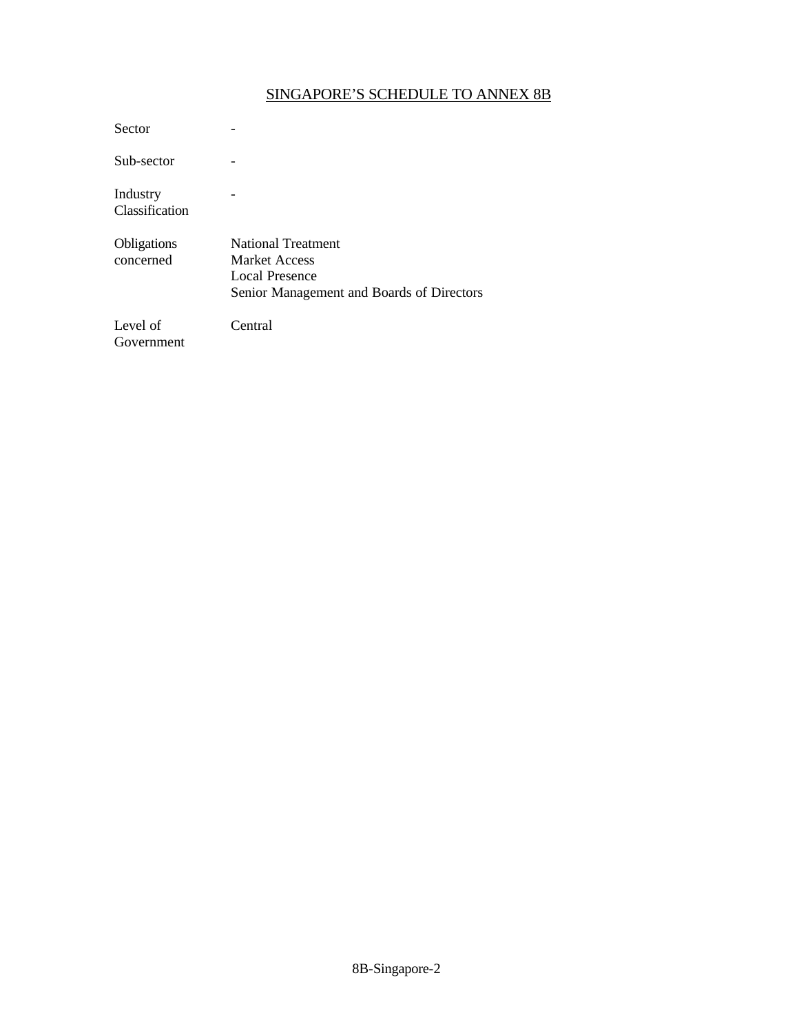<u>SINGAPORE'S SCHEDULE TO ANNEX 8B</u>

| | |
|---|---|
| Sector | - |
| Sub-sector | - |
| Industry Classification | - |
| Obligations concerned | National Treatment<br>Market Access<br>Local Presence<br>Senior Management and Boards of Directors |
| Level of Government | Central |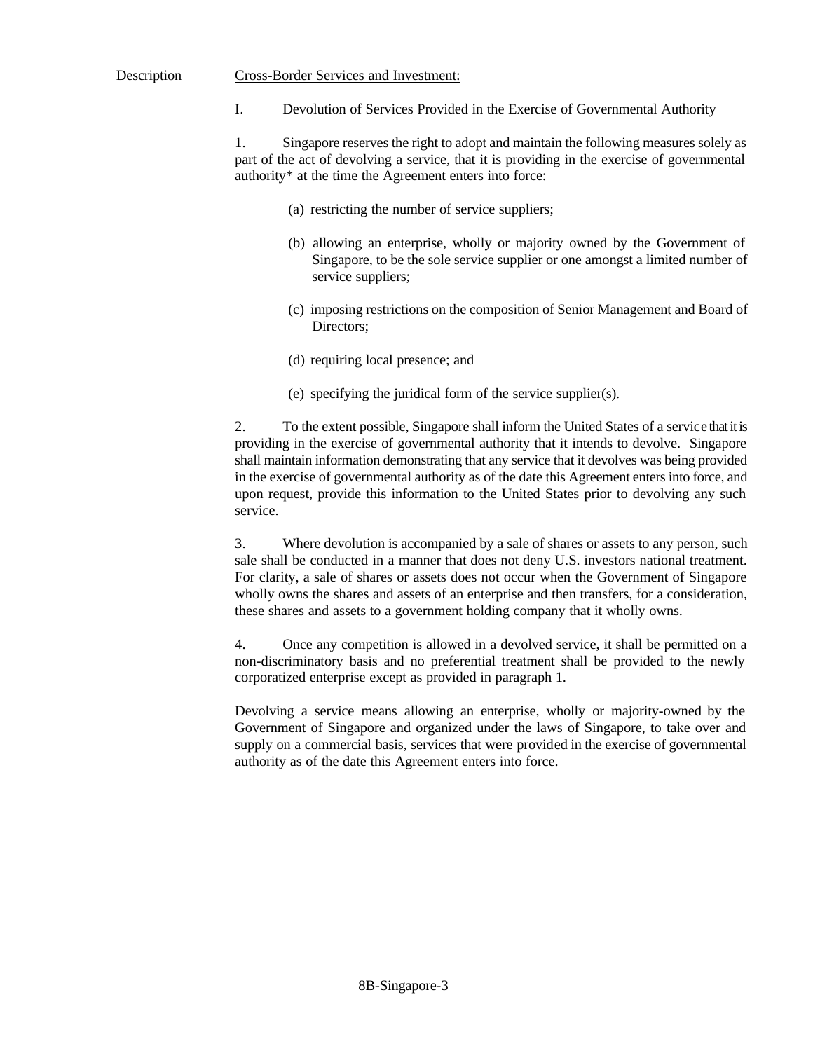Description    Cross-Border Services and Investment:

I. Devolution of Services Provided in the Exercise of Governmental Authority

1. Singapore reserves the right to adopt and maintain the following measures solely as part of the act of devolving a service, that it is providing in the exercise of governmental authority* at the time the Agreement enters into force:

(a) restricting the number of service suppliers;

(b) allowing an enterprise, wholly or majority owned by the Government of Singapore, to be the sole service supplier or one amongst a limited number of service suppliers;

(c) imposing restrictions on the composition of Senior Management and Board of Directors;

(d) requiring local presence; and

(e) specifying the juridical form of the service supplier(s).

2. To the extent possible, Singapore shall inform the United States of a service that it is providing in the exercise of governmental authority that it intends to devolve. Singapore shall maintain information demonstrating that any service that it devolves was being provided in the exercise of governmental authority as of the date this Agreement enters into force, and upon request, provide this information to the United States prior to devolving any such service.

3. Where devolution is accompanied by a sale of shares or assets to any person, such sale shall be conducted in a manner that does not deny U.S. investors national treatment. For clarity, a sale of shares or assets does not occur when the Government of Singapore wholly owns the shares and assets of an enterprise and then transfers, for a consideration, these shares and assets to a government holding company that it wholly owns.

4. Once any competition is allowed in a devolved service, it shall be permitted on a non-discriminatory basis and no preferential treatment shall be provided to the newly corporatized enterprise except as provided in paragraph 1.

Devolving a service means allowing an enterprise, wholly or majority-owned by the Government of Singapore and organized under the laws of Singapore, to take over and supply on a commercial basis, services that were provided in the exercise of governmental authority as of the date this Agreement enters into force.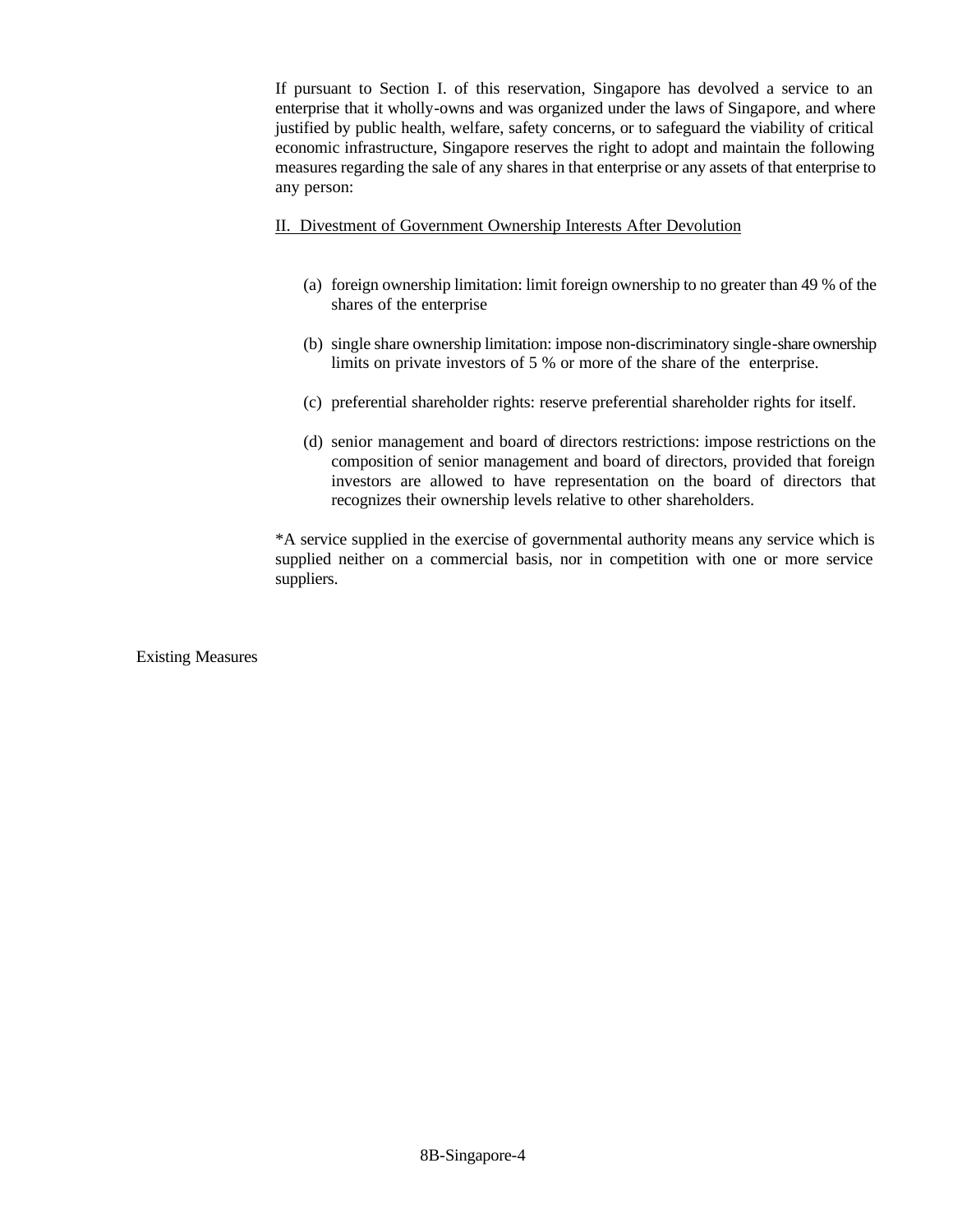If pursuant to Section I. of this reservation, Singapore has devolved a service to an enterprise that it wholly-owns and was organized under the laws of Singapore, and where justified by public health, welfare, safety concerns, or to safeguard the viability of critical economic infrastructure, Singapore reserves the right to adopt and maintain the following measures regarding the sale of any shares in that enterprise or any assets of that enterprise to any person:

II. Divestment of Government Ownership Interests After Devolution

(a) foreign ownership limitation: limit foreign ownership to no greater than 49 % of the shares of the enterprise

(b) single share ownership limitation: impose non-discriminatory single-share ownership limits on private investors of 5 % or more of the share of the enterprise.

(c) preferential shareholder rights: reserve preferential shareholder rights for itself.

(d) senior management and board of directors restrictions: impose restrictions on the composition of senior management and board of directors, provided that foreign investors are allowed to have representation on the board of directors that recognizes their ownership levels relative to other shareholders.

*A service supplied in the exercise of governmental authority means any service which is supplied neither on a commercial basis, nor in competition with one or more service suppliers.

Existing Measures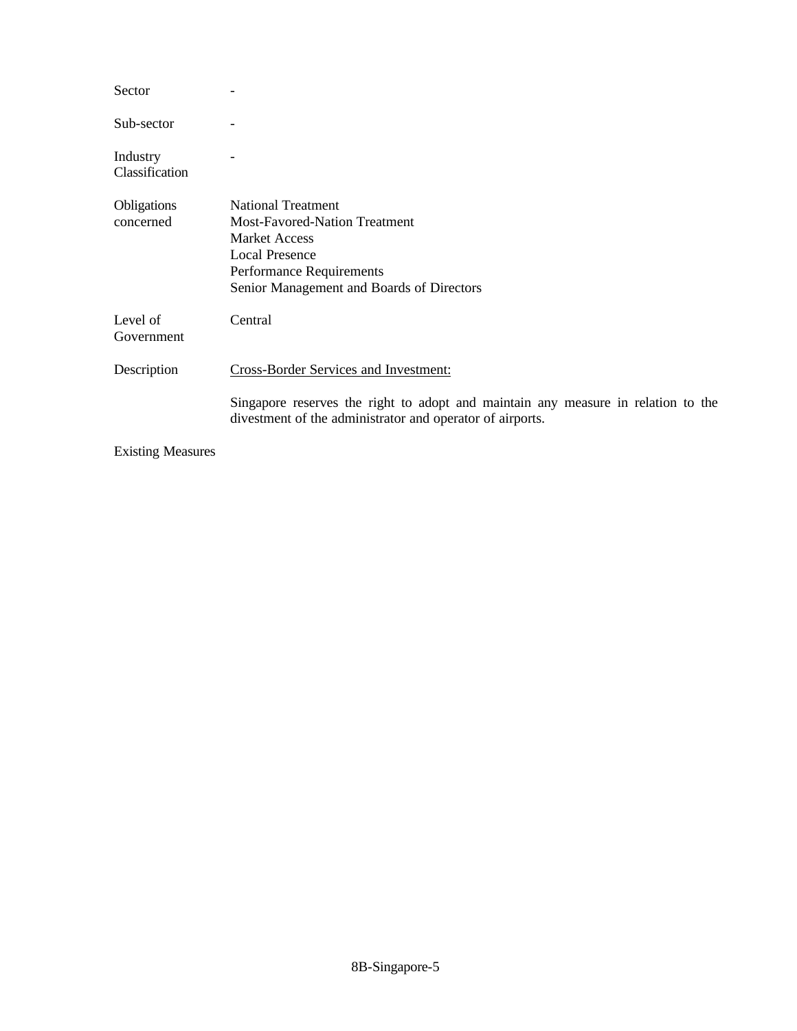| | |
|---|---|
| Sector | - |
| Sub-sector | - |
| Industry Classification | - |
| Obligations concerned | National Treatment<br>Most-Favored-Nation Treatment<br>Market Access<br>Local Presence<br>Performance Requirements<br>Senior Management and Boards of Directors |
| Level of Government | Central |
| Description | Cross-Border Services and Investment:<br><br>Singapore reserves the right to adopt and maintain any measure in relation to the divestment of the administrator and operator of airports. |
| Existing Measures | |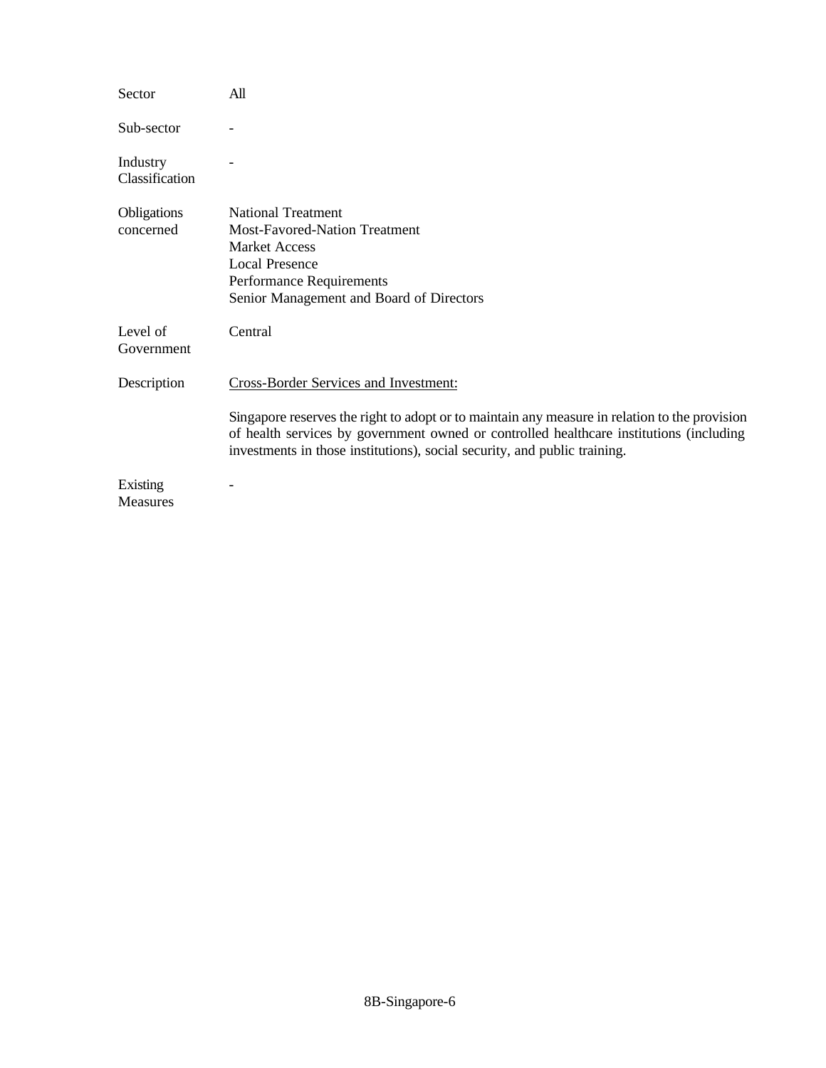| | |
|---|---|
| Sector | All |
| Sub-sector | - |
| Industry Classification | - |
| Obligations concerned | National Treatment<br>Most-Favored-Nation Treatment<br>Market Access<br>Local Presence<br>Performance Requirements<br>Senior Management and Board of Directors |
| Level of Government | Central |
| Description | <u>Cross-Border Services and Investment:</u><br><br>Singapore reserves the right to adopt or to maintain any measure in relation to the provision of health services by government owned or controlled healthcare institutions (including investments in those institutions), social security, and public training. |
| Existing Measures | - |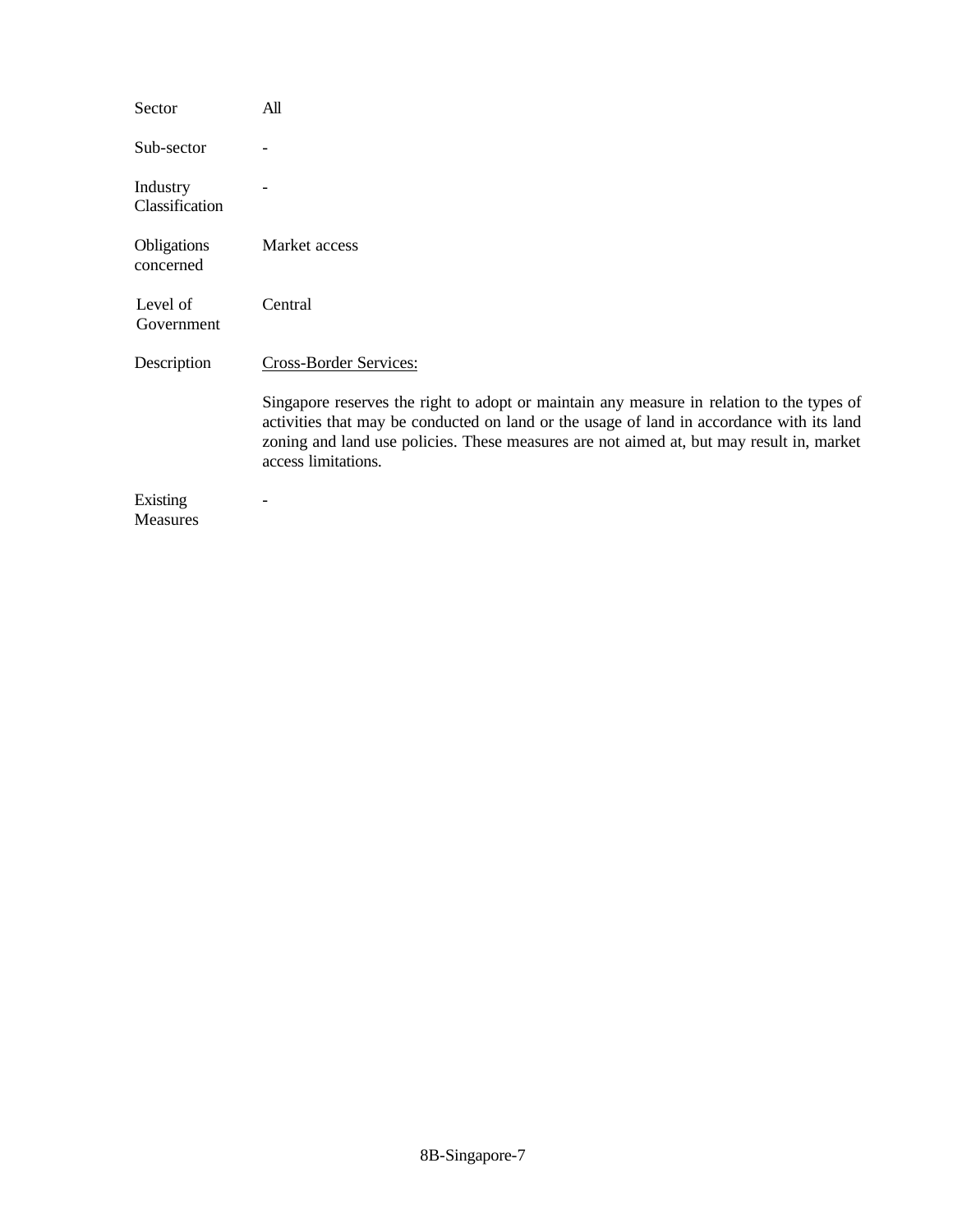| | |
|---|---|
| Sector | All |
| Sub-sector | - |
| Industry Classification | - |
| Obligations concerned | Market access |
| Level of Government | Central |
| Description | Cross-Border Services:<br><br>Singapore reserves the right to adopt or maintain any measure in relation to the types of activities that may be conducted on land or the usage of land in accordance with its land zoning and land use policies. These measures are not aimed at, but may result in, market access limitations. |
| Existing Measures | - |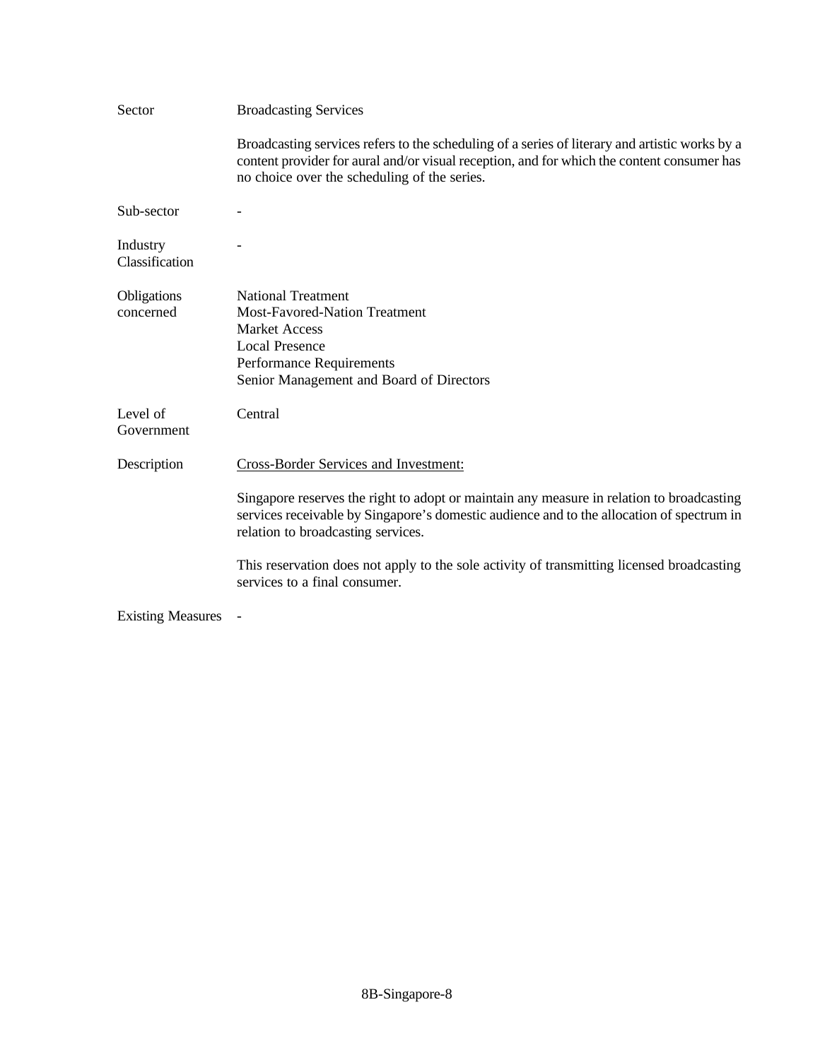| | |
|---|---|
| Sector | Broadcasting Services<br><br>Broadcasting services refers to the scheduling of a series of literary and artistic works by a content provider for aural and/or visual reception, and for which the content consumer has no choice over the scheduling of the series. |
| Sub-sector | - |
| Industry Classification | - |
| Obligations concerned | National Treatment<br>Most-Favored-Nation Treatment<br>Market Access<br>Local Presence<br>Performance Requirements<br>Senior Management and Board of Directors |
| Level of Government | Central |
| Description | <u>Cross-Border Services and Investment:</u><br><br>Singapore reserves the right to adopt or maintain any measure in relation to broadcasting services receivable by Singapore's domestic audience and to the allocation of spectrum in relation to broadcasting services.<br><br>This reservation does not apply to the sole activity of transmitting licensed broadcasting services to a final consumer. |
| Existing Measures | - |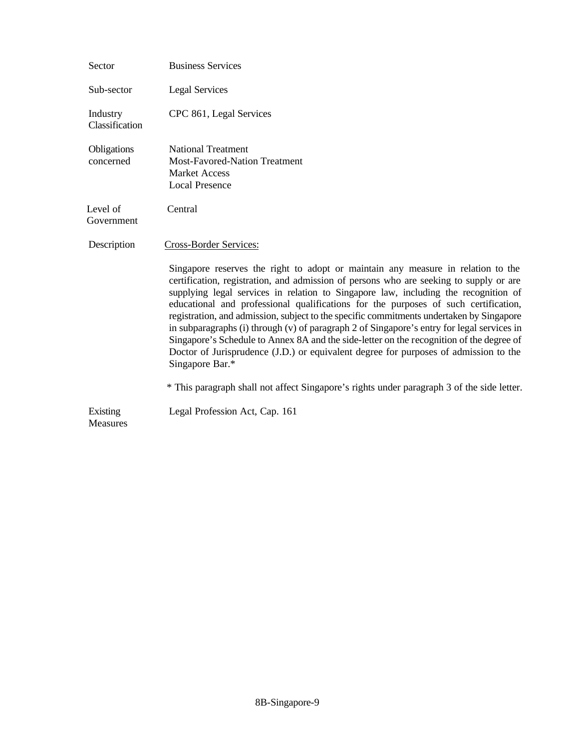| | |
|---|---|
| Sector | Business Services |
| Sub-sector | Legal Services |
| Industry Classification | CPC 861, Legal Services |
| Obligations concerned | National Treatment<br>Most-Favored-Nation Treatment<br>Market Access<br>Local Presence |
| Level of Government | Central |
| Description | <u>Cross-Border Services:</u><br><br>Singapore reserves the right to adopt or maintain any measure in relation to the certification, registration, and admission of persons who are seeking to supply or are supplying legal services in relation to Singapore law, including the recognition of educational and professional qualifications for the purposes of such certification, registration, and admission, subject to the specific commitments undertaken by Singapore in subparagraphs (i) through (v) of paragraph 2 of Singapore's entry for legal services in Singapore's Schedule to Annex 8A and the side-letter on the recognition of the degree of Doctor of Jurisprudence (J.D.) or equivalent degree for purposes of admission to the Singapore Bar.*<br><br>* This paragraph shall not affect Singapore's rights under paragraph 3 of the side letter. |
| Existing Measures | Legal Profession Act, Cap. 161 |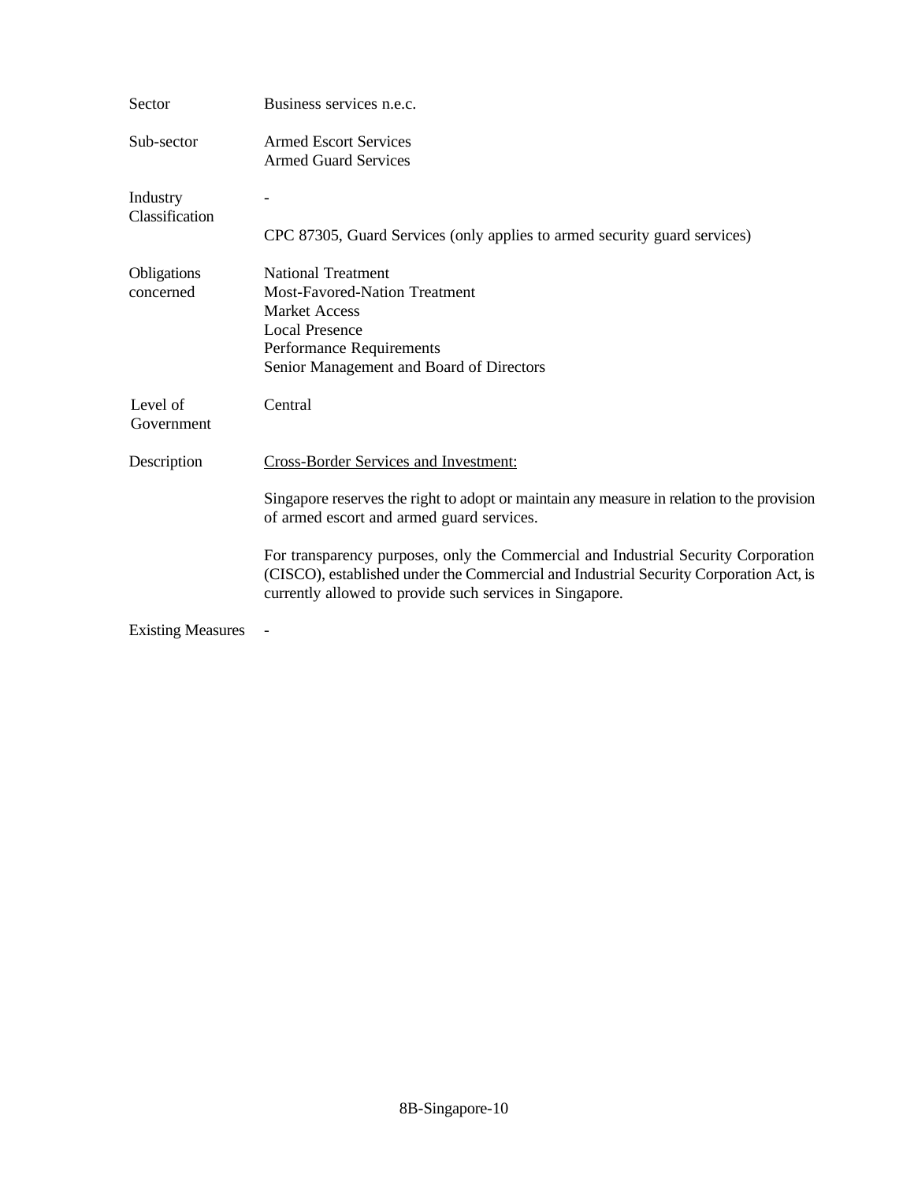| | |
|---|---|
| Sector | Business services n.e.c. |
| Sub-sector | Armed Escort Services<br>Armed Guard Services |
| Industry Classification | -<br><br>CPC 87305, Guard Services (only applies to armed security guard services) |
| Obligations concerned | National Treatment<br>Most-Favored-Nation Treatment<br>Market Access<br>Local Presence<br>Performance Requirements<br>Senior Management and Board of Directors |
| Level of Government | Central |
| Description | <u>Cross-Border Services and Investment:</u><br><br>Singapore reserves the right to adopt or maintain any measure in relation to the provision of armed escort and armed guard services.<br><br>For transparency purposes, only the Commercial and Industrial Security Corporation (CISCO), established under the Commercial and Industrial Security Corporation Act, is currently allowed to provide such services in Singapore. |
| Existing Measures | - |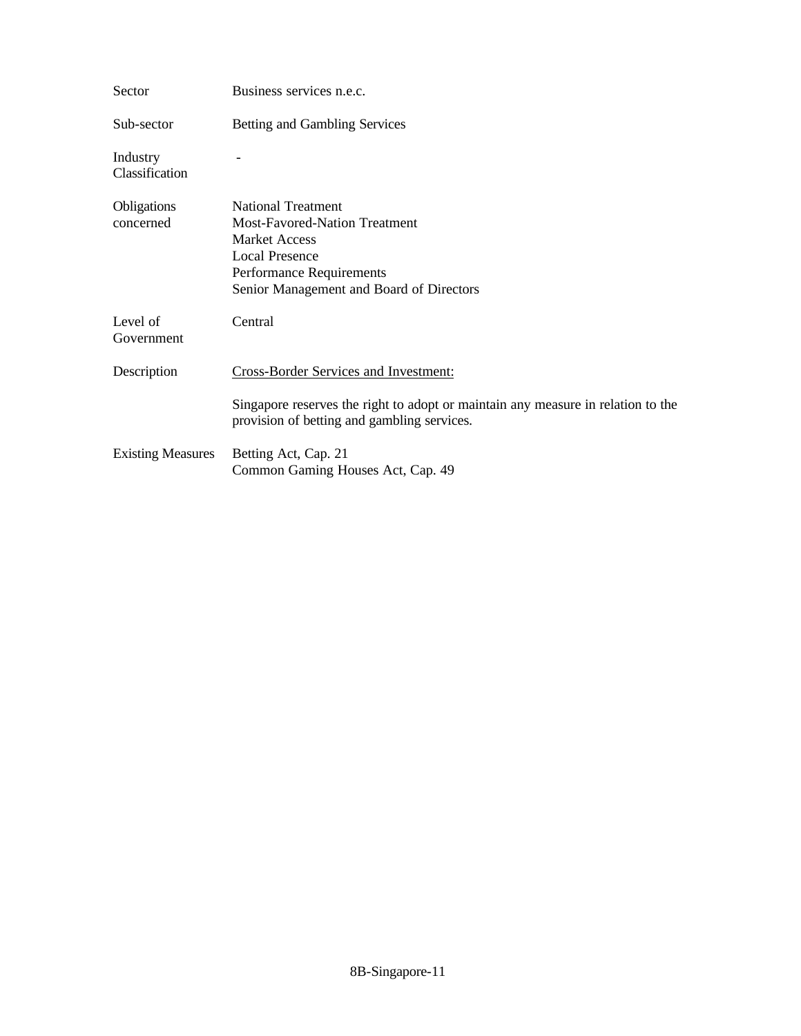| | |
|---|---|
| Sector | Business services n.e.c. |
| Sub-sector | Betting and Gambling Services |
| Industry Classification | - |
| Obligations concerned | National Treatment<br>Most-Favored-Nation Treatment<br>Market Access<br>Local Presence<br>Performance Requirements<br>Senior Management and Board of Directors |
| Level of Government | Central |
| Description | <u>Cross-Border Services and Investment:</u><br><br>Singapore reserves the right to adopt or maintain any measure in relation to the provision of betting and gambling services. |
| Existing Measures | Betting Act, Cap. 21<br>Common Gaming Houses Act, Cap. 49 |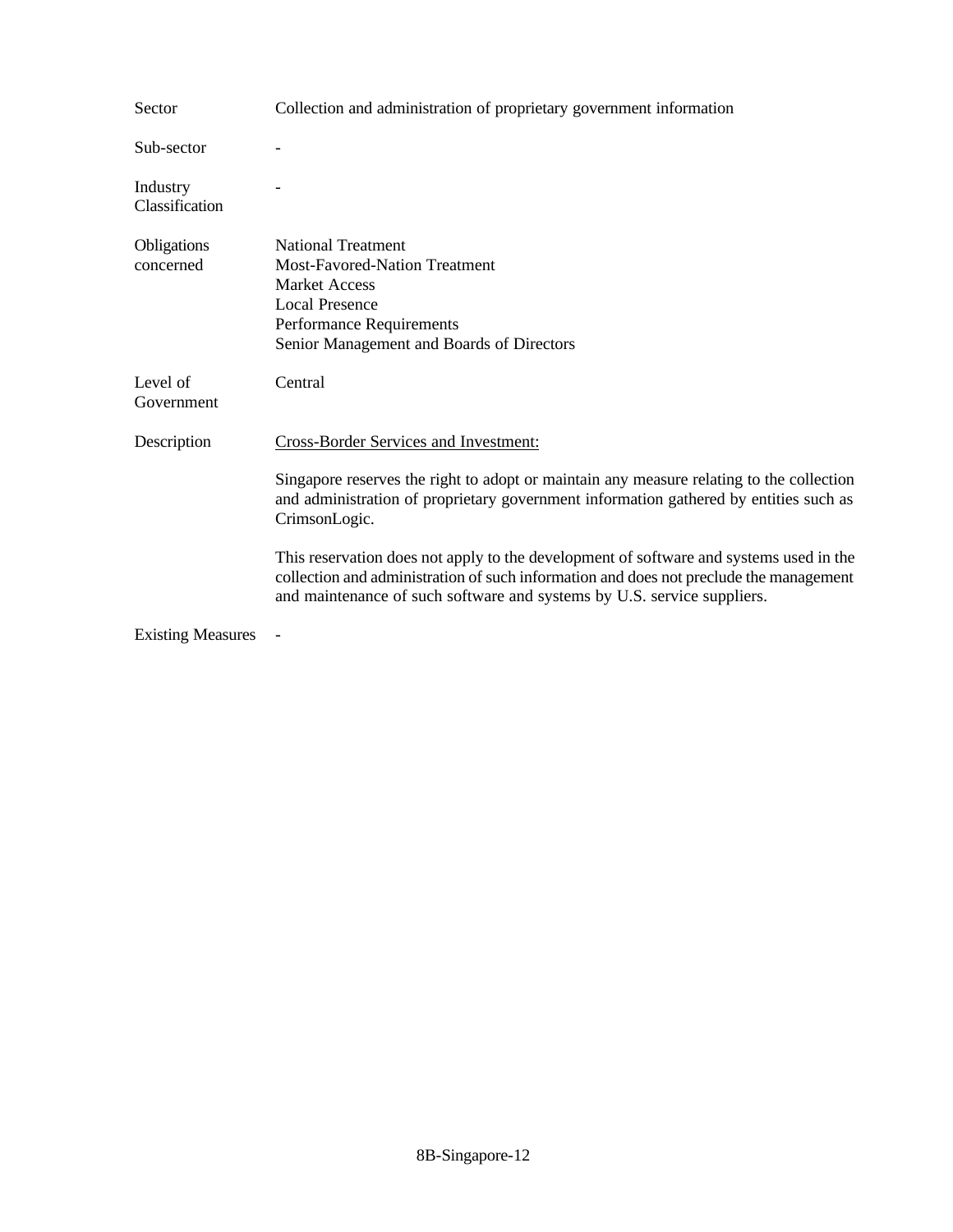| | |
|---|---|
| Sector | Collection and administration of proprietary government information |
| Sub-sector | - |
| Industry Classification | - |
| Obligations concerned | National Treatment<br>Most-Favored-Nation Treatment<br>Market Access<br>Local Presence<br>Performance Requirements<br>Senior Management and Boards of Directors |
| Level of Government | Central |
| Description | Cross-Border Services and Investment:<br><br>Singapore reserves the right to adopt or maintain any measure relating to the collection and administration of proprietary government information gathered by entities such as CrimsonLogic.<br><br>This reservation does not apply to the development of software and systems used in the collection and administration of such information and does not preclude the management and maintenance of such software and systems by U.S. service suppliers. |
| Existing Measures | - |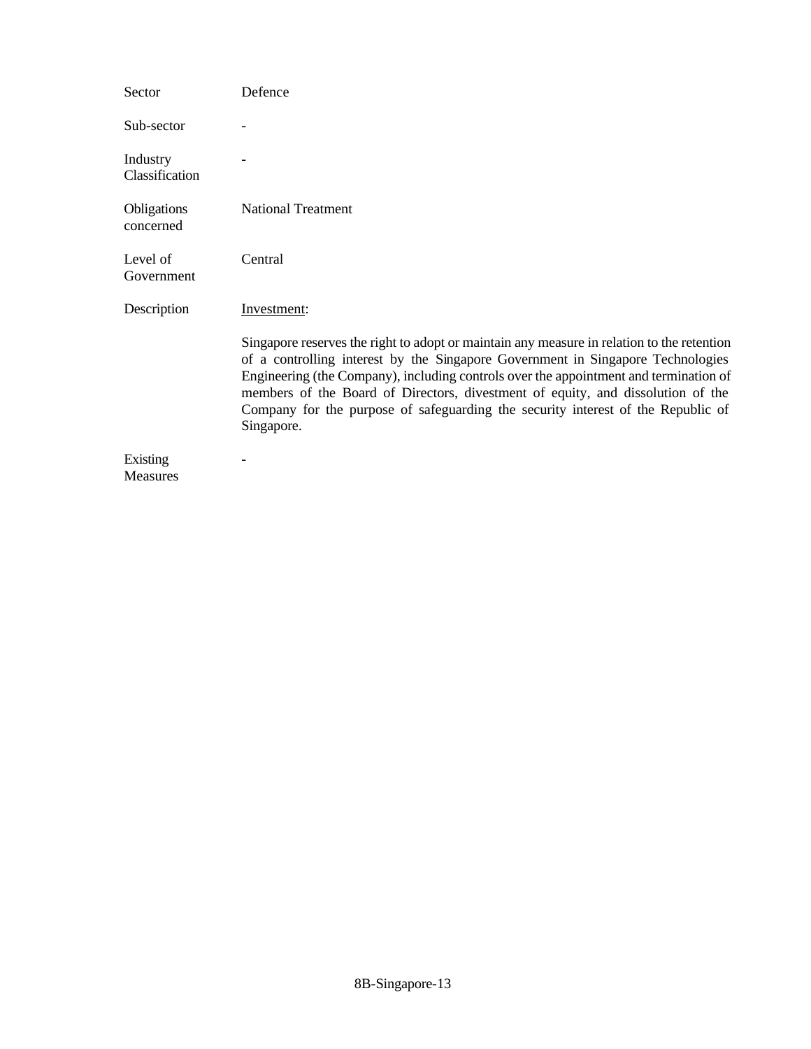| | |
|---|---|
| Sector | Defence |
| Sub-sector | - |
| Industry Classification | - |
| Obligations concerned | National Treatment |
| Level of Government | Central |
| Description | Investment:<br><br>Singapore reserves the right to adopt or maintain any measure in relation to the retention of a controlling interest by the Singapore Government in Singapore Technologies Engineering (the Company), including controls over the appointment and termination of members of the Board of Directors, divestment of equity, and dissolution of the Company for the purpose of safeguarding the security interest of the Republic of Singapore. |
| Existing Measures | - |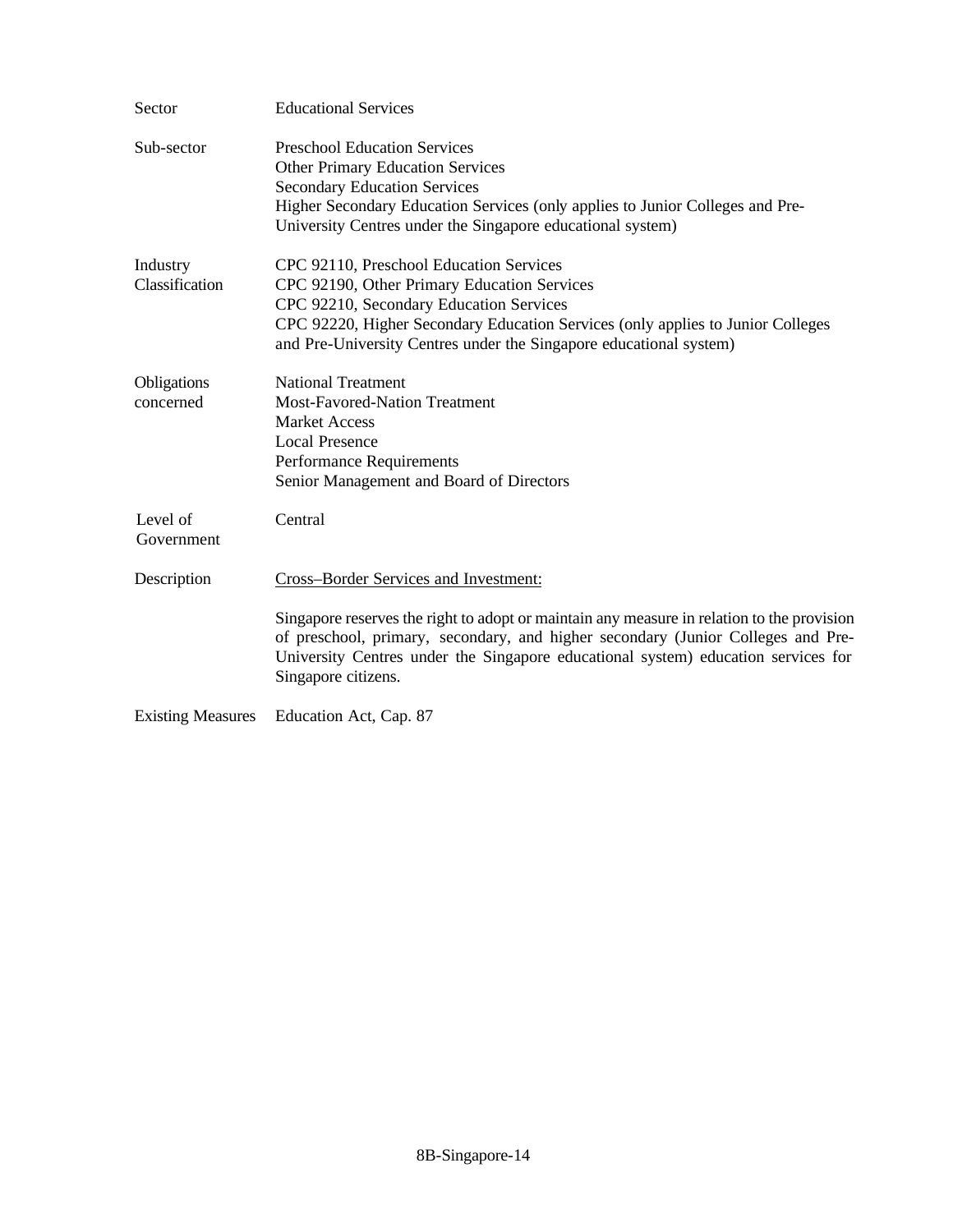| | |
|---|---|
| Sector | Educational Services |
| Sub-sector | Preschool Education Services<br>Other Primary Education Services<br>Secondary Education Services<br>Higher Secondary Education Services (only applies to Junior Colleges and Pre-University Centres under the Singapore educational system) |
| Industry Classification | CPC 92110, Preschool Education Services<br>CPC 92190, Other Primary Education Services<br>CPC 92210, Secondary Education Services<br>CPC 92220, Higher Secondary Education Services (only applies to Junior Colleges and Pre-University Centres under the Singapore educational system) |
| Obligations concerned | National Treatment<br>Most-Favored-Nation Treatment<br>Market Access<br>Local Presence<br>Performance Requirements<br>Senior Management and Board of Directors |
| Level of Government | Central |
| Description | <u>Cross–Border Services and Investment:</u><br><br>Singapore reserves the right to adopt or maintain any measure in relation to the provision of preschool, primary, secondary, and higher secondary (Junior Colleges and Pre-University Centres under the Singapore educational system) education services for Singapore citizens. |
| Existing Measures | Education Act, Cap. 87 |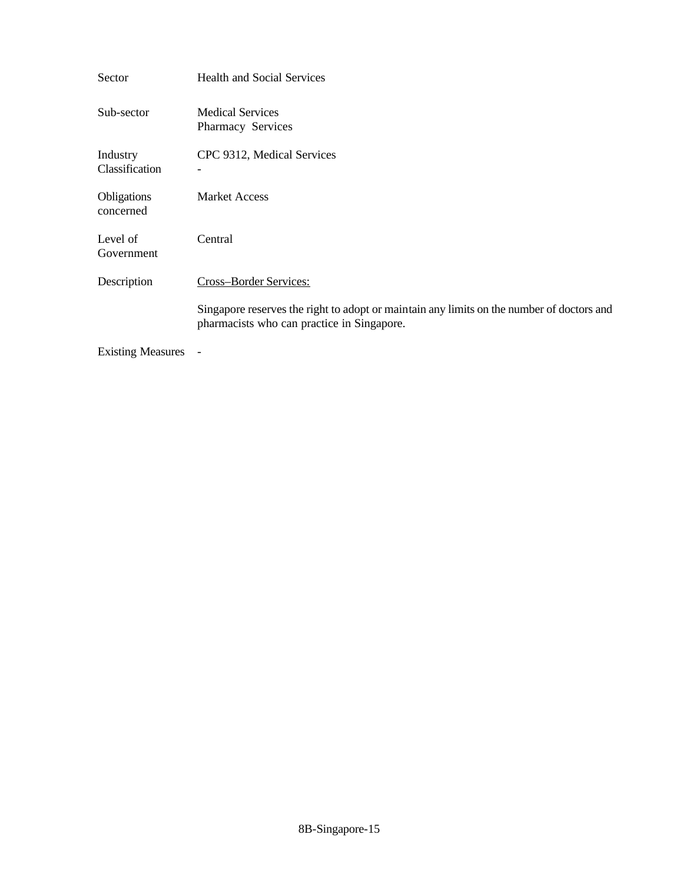| | |
|---|---|
| Sector | Health and Social Services |
| Sub-sector | Medical Services<br>Pharmacy Services |
| Industry Classification | CPC 9312, Medical Services<br>- |
| Obligations concerned | Market Access |
| Level of Government | Central |
| Description | <u>Cross–Border Services:</u><br><br>Singapore reserves the right to adopt or maintain any limits on the number of doctors and pharmacists who can practice in Singapore. |
| Existing Measures | - |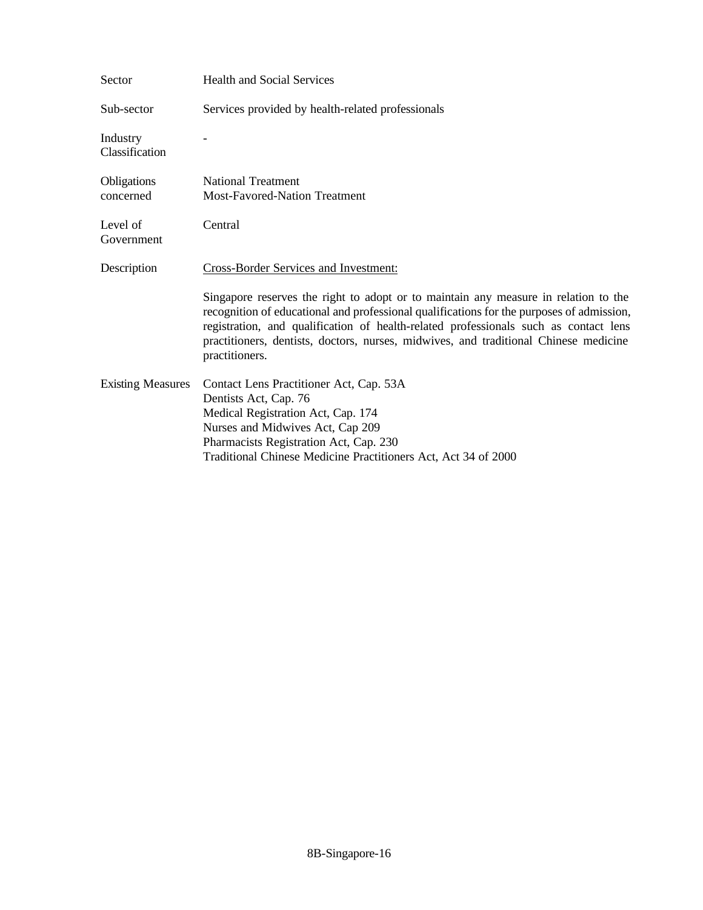| | |
|---|---|
| Sector | Health and Social Services |
| Sub-sector | Services provided by health-related professionals |
| Industry Classification | - |
| Obligations concerned | National Treatment<br>Most-Favored-Nation Treatment |
| Level of Government | Central |
| Description | <u>Cross-Border Services and Investment:</u><br><br>Singapore reserves the right to adopt or to maintain any measure in relation to the recognition of educational and professional qualifications for the purposes of admission, registration, and qualification of health-related professionals such as contact lens practitioners, dentists, doctors, nurses, midwives, and traditional Chinese medicine practitioners. |
| Existing Measures | Contact Lens Practitioner Act, Cap. 53A<br>Dentists Act, Cap. 76<br>Medical Registration Act, Cap. 174<br>Nurses and Midwives Act, Cap 209<br>Pharmacists Registration Act, Cap. 230<br>Traditional Chinese Medicine Practitioners Act, Act 34 of 2000 |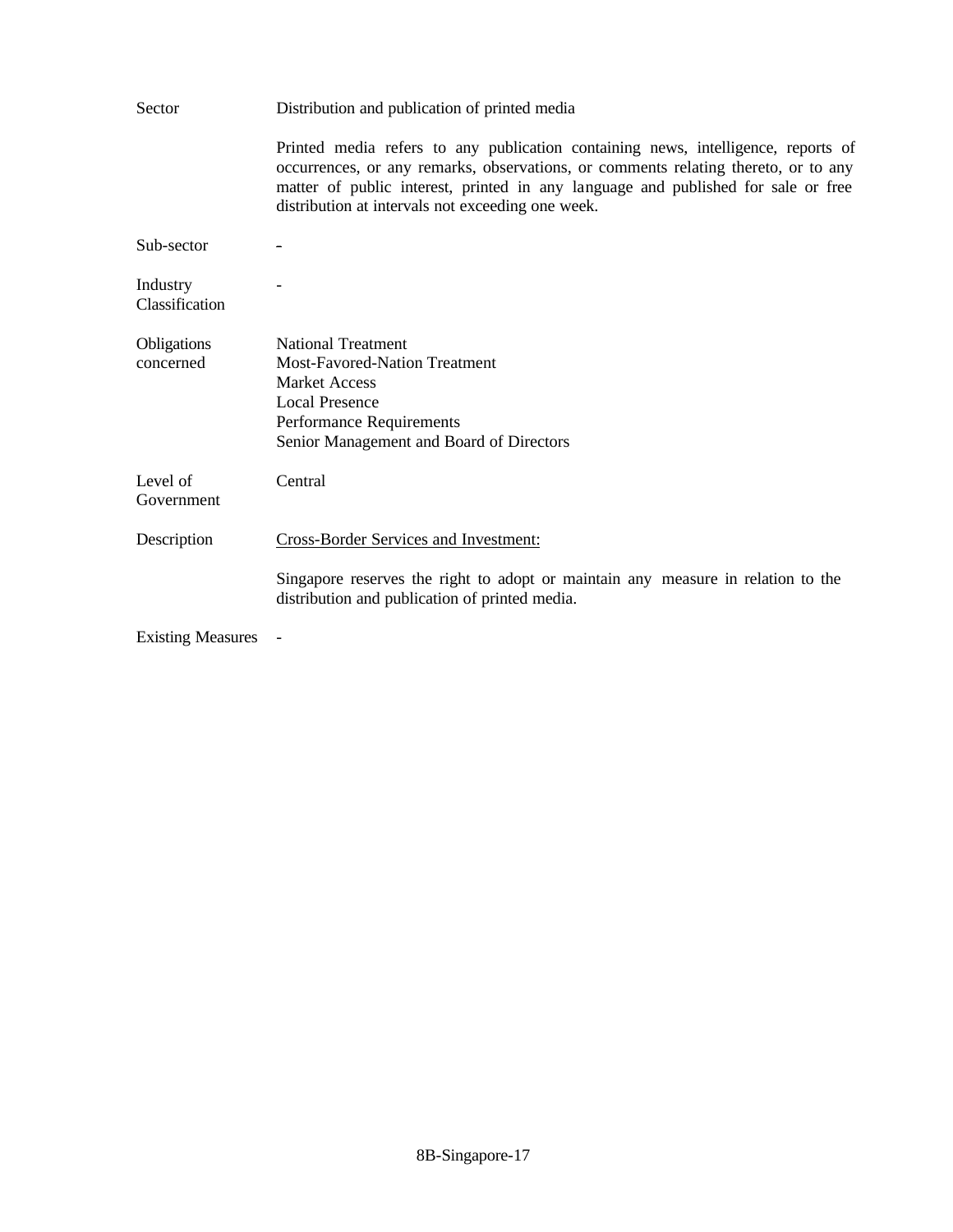| | |
|---|---|
| Sector | Distribution and publication of printed media<br><br>Printed media refers to any publication containing news, intelligence, reports of occurrences, or any remarks, observations, or comments relating thereto, or to any matter of public interest, printed in any language and published for sale or free distribution at intervals not exceeding one week. |
| Sub-sector | - |
| Industry Classification | - |
| Obligations concerned | National Treatment<br>Most-Favored-Nation Treatment<br>Market Access<br>Local Presence<br>Performance Requirements<br>Senior Management and Board of Directors |
| Level of Government | Central |
| Description | <u>Cross-Border Services and Investment:</u><br><br>Singapore reserves the right to adopt or maintain any measure in relation to the distribution and publication of printed media. |
| Existing Measures | - |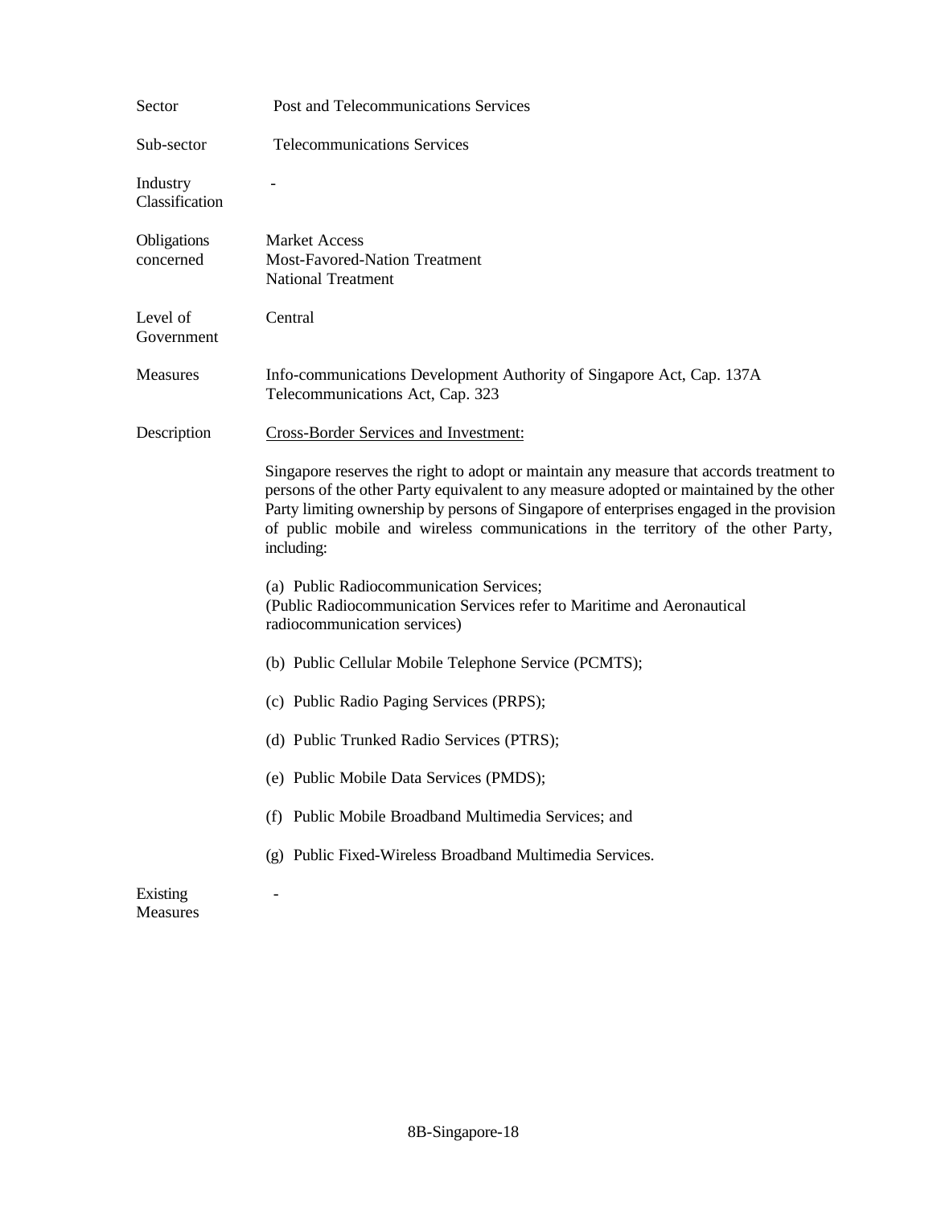| | |
|---|---|
| Sector | Post and Telecommunications Services |
| Sub-sector | Telecommunications Services |
| Industry Classification | - |
| Obligations concerned | Market Access<br>Most-Favored-Nation Treatment<br>National Treatment |
| Level of Government | Central |
| Measures | Info-communications Development Authority of Singapore Act, Cap. 137A<br>Telecommunications Act, Cap. 323 |
| Description | Cross-Border Services and Investment:<br><br>Singapore reserves the right to adopt or maintain any measure that accords treatment to persons of the other Party equivalent to any measure adopted or maintained by the other Party limiting ownership by persons of Singapore of enterprises engaged in the provision of public mobile and wireless communications in the territory of the other Party, including:<br><br>(a) Public Radiocommunication Services;<br>(Public Radiocommunication Services refer to Maritime and Aeronautical radiocommunication services)<br><br>(b) Public Cellular Mobile Telephone Service (PCMTS);<br><br>(c) Public Radio Paging Services (PRPS);<br><br>(d) Public Trunked Radio Services (PTRS);<br><br>(e) Public Mobile Data Services (PMDS);<br><br>(f) Public Mobile Broadband Multimedia Services; and<br><br>(g) Public Fixed-Wireless Broadband Multimedia Services. |
| Existing Measures | - |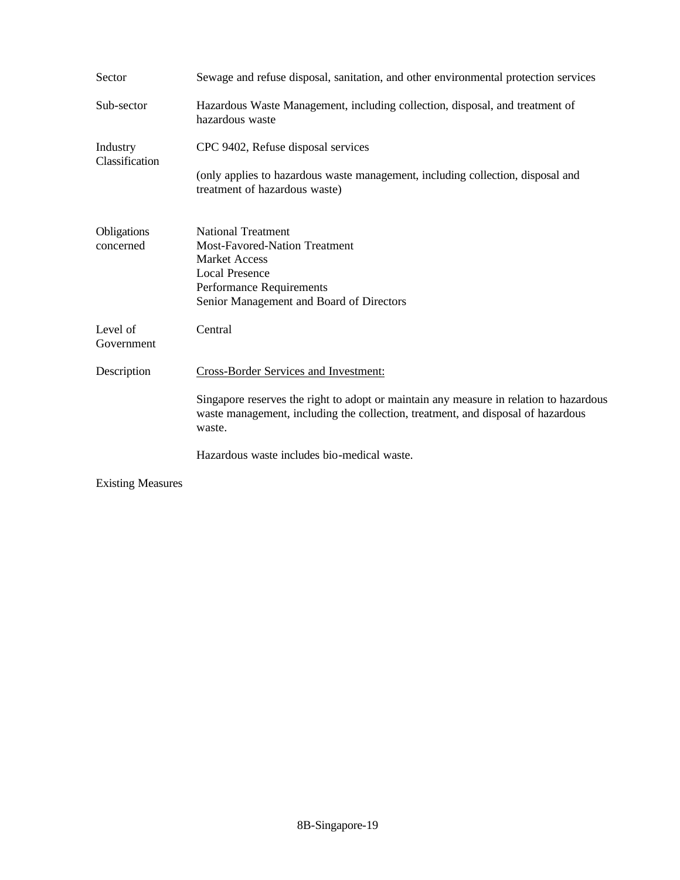| | |
|---|---|
| Sector | Sewage and refuse disposal, sanitation, and other environmental protection services |
| Sub-sector | Hazardous Waste Management, including collection, disposal, and treatment of hazardous waste |
| Industry Classification | CPC 9402, Refuse disposal services<br><br>(only applies to hazardous waste management, including collection, disposal and treatment of hazardous waste) |
| Obligations concerned | National Treatment<br>Most-Favored-Nation Treatment<br>Market Access<br>Local Presence<br>Performance Requirements<br>Senior Management and Board of Directors |
| Level of Government | Central |
| Description | <u>Cross-Border Services and Investment:</u><br><br>Singapore reserves the right to adopt or maintain any measure in relation to hazardous waste management, including the collection, treatment, and disposal of hazardous waste.<br><br>Hazardous waste includes bio-medical waste. |
| Existing Measures | |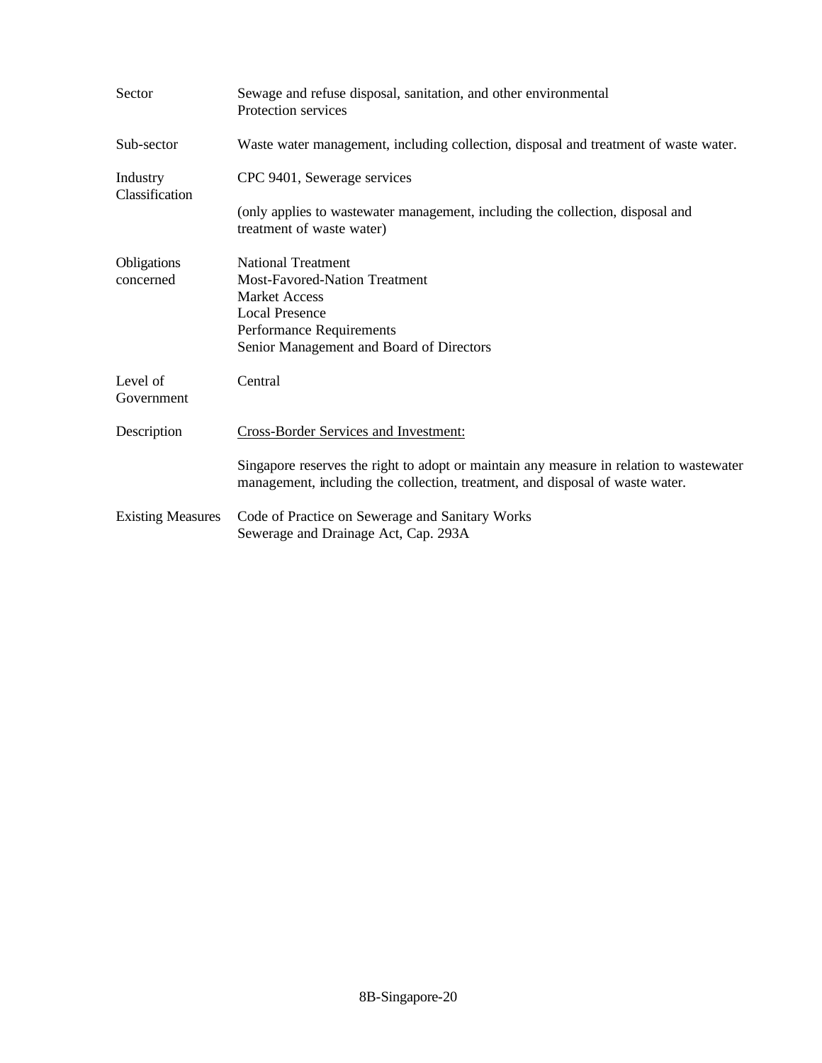| | |
|---|---|
| Sector | Sewage and refuse disposal, sanitation, and other environmental Protection services |
| Sub-sector | Waste water management, including collection, disposal and treatment of waste water. |
| Industry Classification | CPC 9401, Sewerage services<br><br>(only applies to wastewater management, including the collection, disposal and treatment of waste water) |
| Obligations concerned | National Treatment<br>Most-Favored-Nation Treatment<br>Market Access<br>Local Presence<br>Performance Requirements<br>Senior Management and Board of Directors |
| Level of Government | Central |
| Description | <u>Cross-Border Services and Investment:</u><br><br>Singapore reserves the right to adopt or maintain any measure in relation to wastewater management, including the collection, treatment, and disposal of waste water. |
| Existing Measures | Code of Practice on Sewerage and Sanitary Works<br>Sewerage and Drainage Act, Cap. 293A |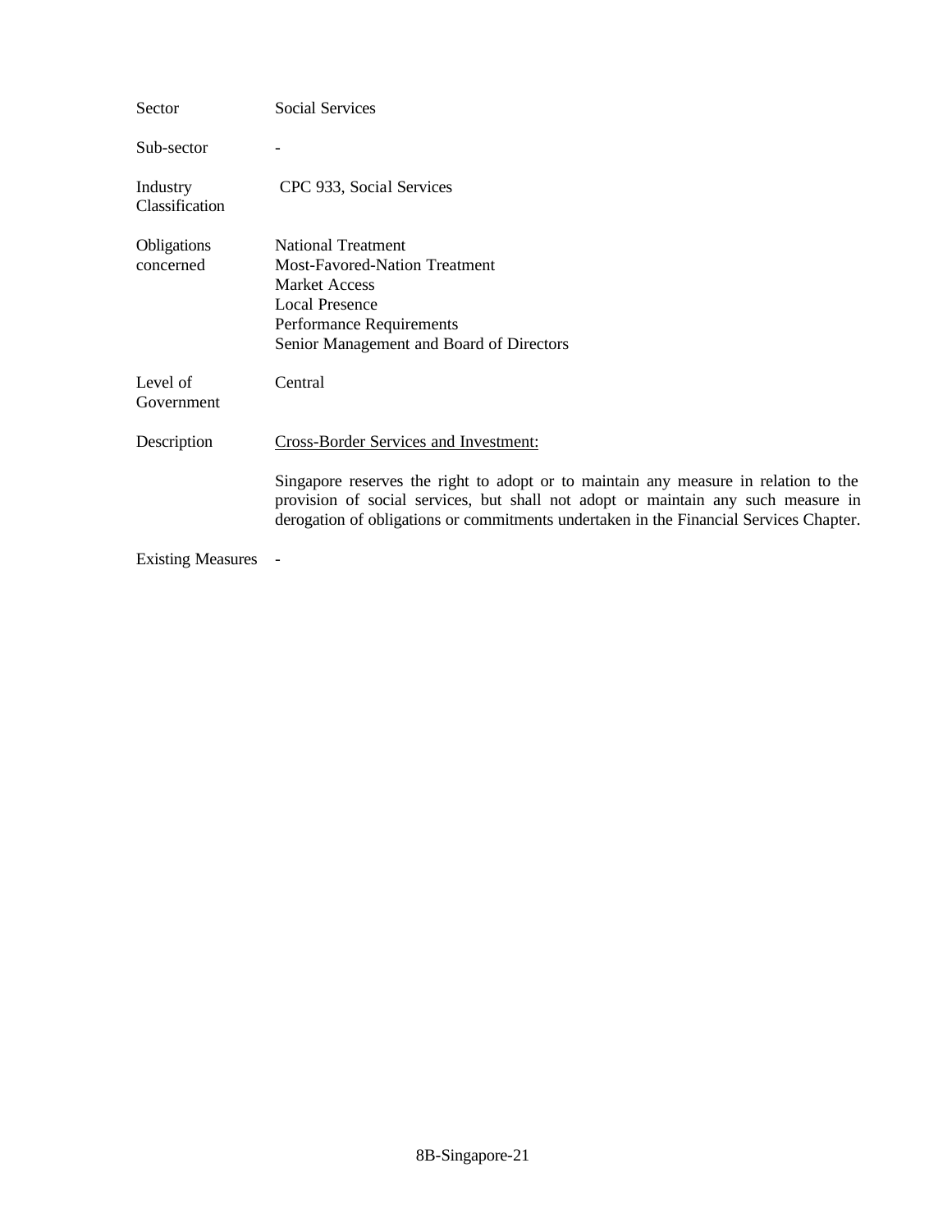| | |
|---|---|
| Sector | Social Services |
| Sub-sector | - |
| Industry Classification | CPC 933, Social Services |
| Obligations concerned | National Treatment<br>Most-Favored-Nation Treatment<br>Market Access<br>Local Presence<br>Performance Requirements<br>Senior Management and Board of Directors |
| Level of Government | Central |
| Description | Cross-Border Services and Investment:<br><br>Singapore reserves the right to adopt or to maintain any measure in relation to the provision of social services, but shall not adopt or maintain any such measure in derogation of obligations or commitments undertaken in the Financial Services Chapter. |
| Existing Measures | - |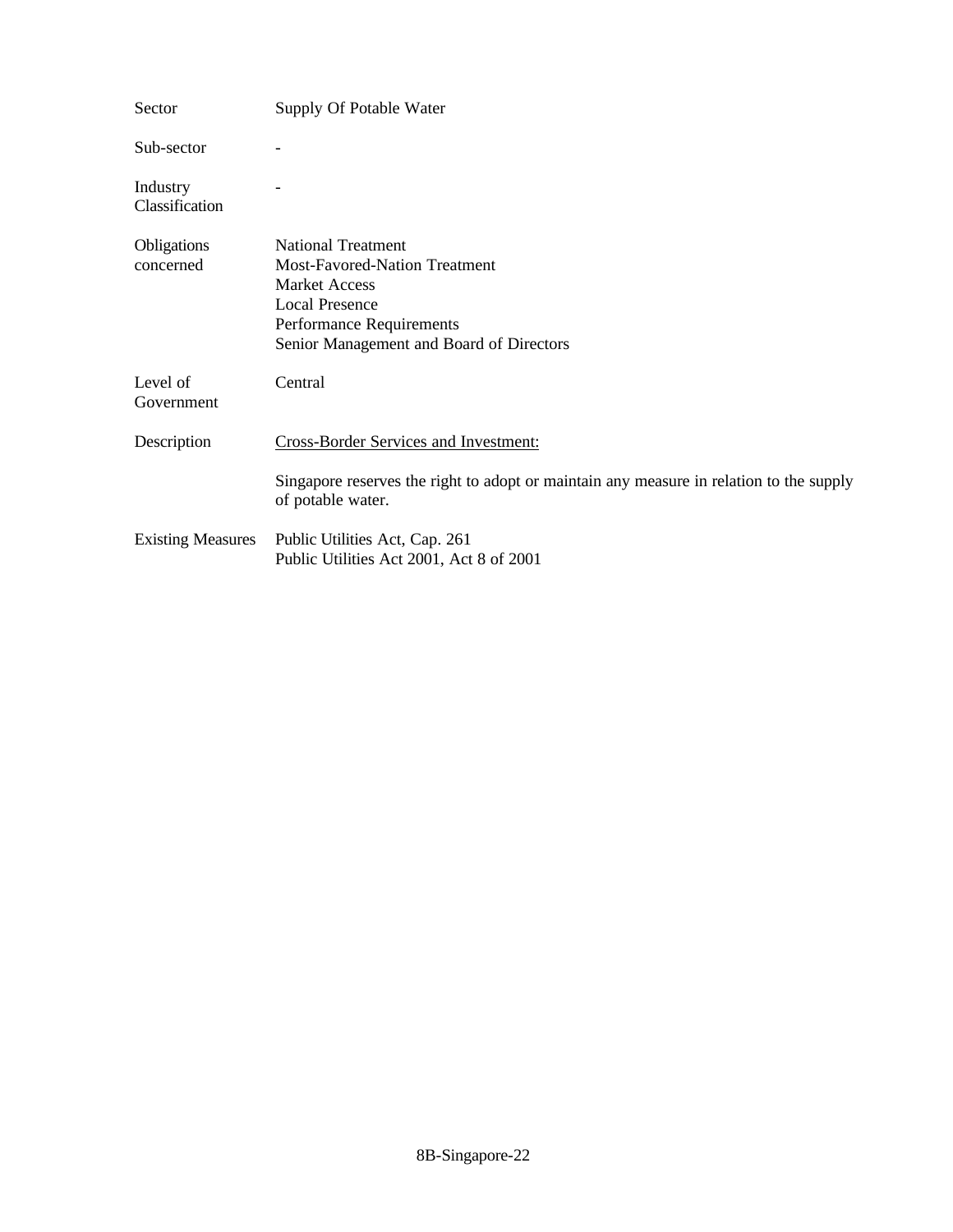| | |
|---|---|
| Sector | Supply Of Potable Water |
| Sub-sector | - |
| Industry Classification | - |
| Obligations concerned | National Treatment<br>Most-Favored-Nation Treatment<br>Market Access<br>Local Presence<br>Performance Requirements<br>Senior Management and Board of Directors |
| Level of Government | Central |
| Description | <u>Cross-Border Services and Investment:</u><br><br>Singapore reserves the right to adopt or maintain any measure in relation to the supply of potable water. |
| Existing Measures | Public Utilities Act, Cap. 261<br>Public Utilities Act 2001, Act 8 of 2001 |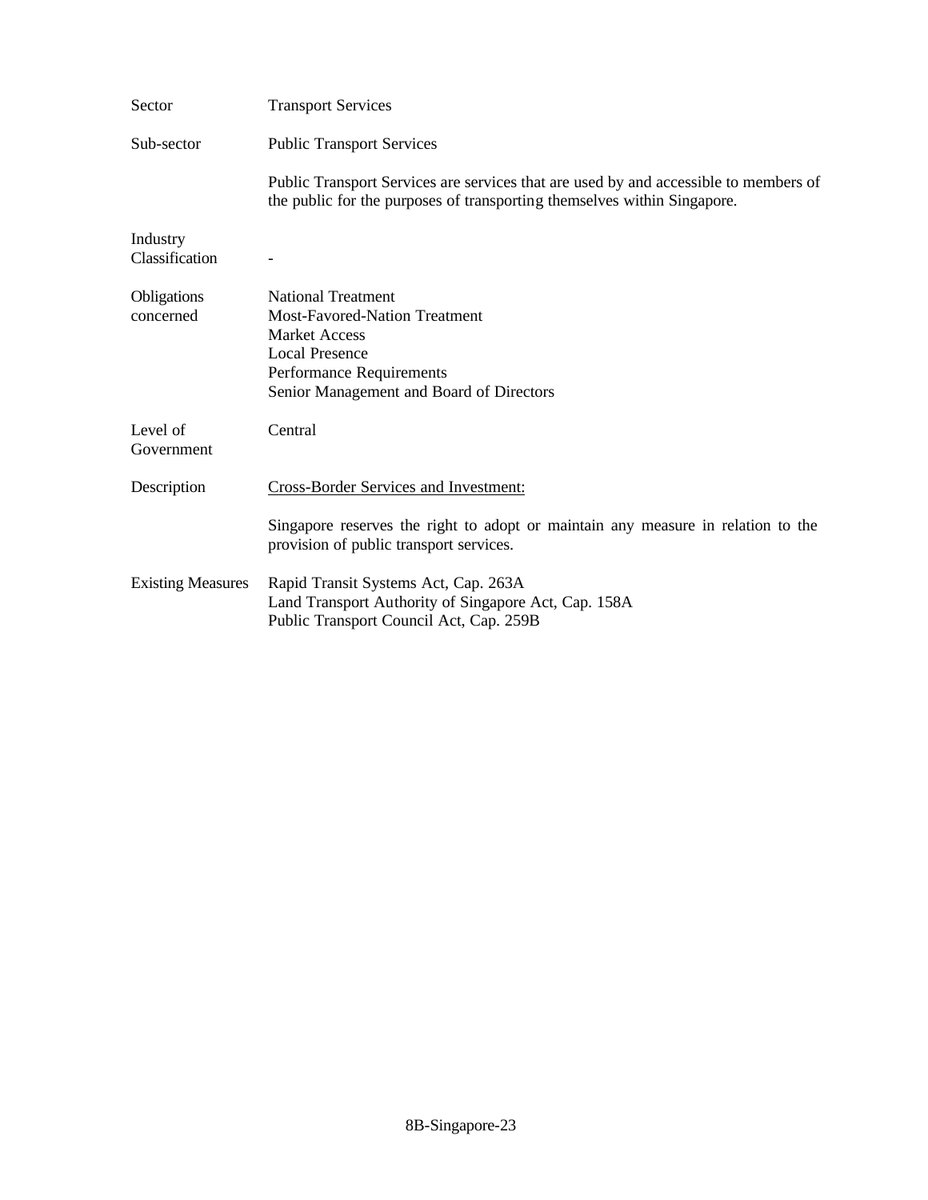| | |
|---|---|
| Sector | Transport Services |
| Sub-sector | Public Transport Services<br><br>Public Transport Services are services that are used by and accessible to members of the public for the purposes of transporting themselves within Singapore. |
| Industry Classification | - |
| Obligations concerned | National Treatment<br>Most-Favored-Nation Treatment<br>Market Access<br>Local Presence<br>Performance Requirements<br>Senior Management and Board of Directors |
| Level of Government | Central |
| Description | <u>Cross-Border Services and Investment:</u><br><br>Singapore reserves the right to adopt or maintain any measure in relation to the provision of public transport services. |
| Existing Measures | Rapid Transit Systems Act, Cap. 263A<br>Land Transport Authority of Singapore Act, Cap. 158A<br>Public Transport Council Act, Cap. 259B |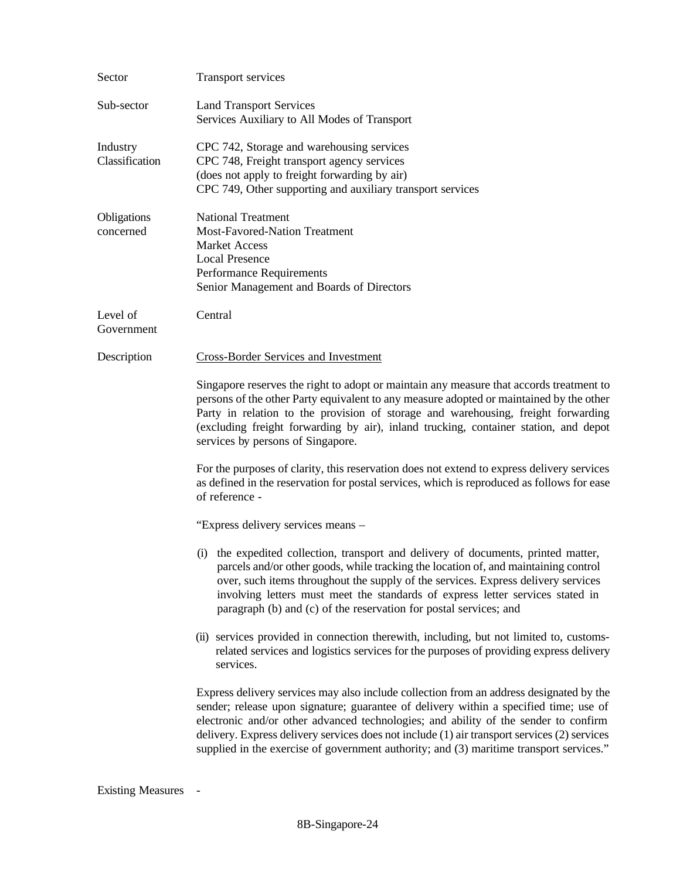| | |
|---|---|
| Sector | Transport services |
| Sub-sector | Land Transport Services<br>Services Auxiliary to All Modes of Transport |
| Industry Classification | CPC 742, Storage and warehousing services<br>CPC 748, Freight transport agency services<br>(does not apply to freight forwarding by air)<br>CPC 749, Other supporting and auxiliary transport services |
| Obligations concerned | National Treatment<br>Most-Favored-Nation Treatment<br>Market Access<br>Local Presence<br>Performance Requirements<br>Senior Management and Boards of Directors |
| Level of Government | Central |

Description

Cross-Border Services and Investment

Singapore reserves the right to adopt or maintain any measure that accords treatment to persons of the other Party equivalent to any measure adopted or maintained by the other Party in relation to the provision of storage and warehousing, freight forwarding (excluding freight forwarding by air), inland trucking, container station, and depot services by persons of Singapore.

For the purposes of clarity, this reservation does not extend to express delivery services as defined in the reservation for postal services, which is reproduced as follows for ease of reference -

"Express delivery services means –

(i) the expedited collection, transport and delivery of documents, printed matter, parcels and/or other goods, while tracking the location of, and maintaining control over, such items throughout the supply of the services. Express delivery services involving letters must meet the standards of express letter services stated in paragraph (b) and (c) of the reservation for postal services; and

(ii) services provided in connection therewith, including, but not limited to, customs-related services and logistics services for the purposes of providing express delivery services.

Express delivery services may also include collection from an address designated by the sender; release upon signature; guarantee of delivery within a specified time; use of electronic and/or other advanced technologies; and ability of the sender to confirm delivery. Express delivery services does not include (1) air transport services (2) services supplied in the exercise of government authority; and (3) maritime transport services."

Existing Measures -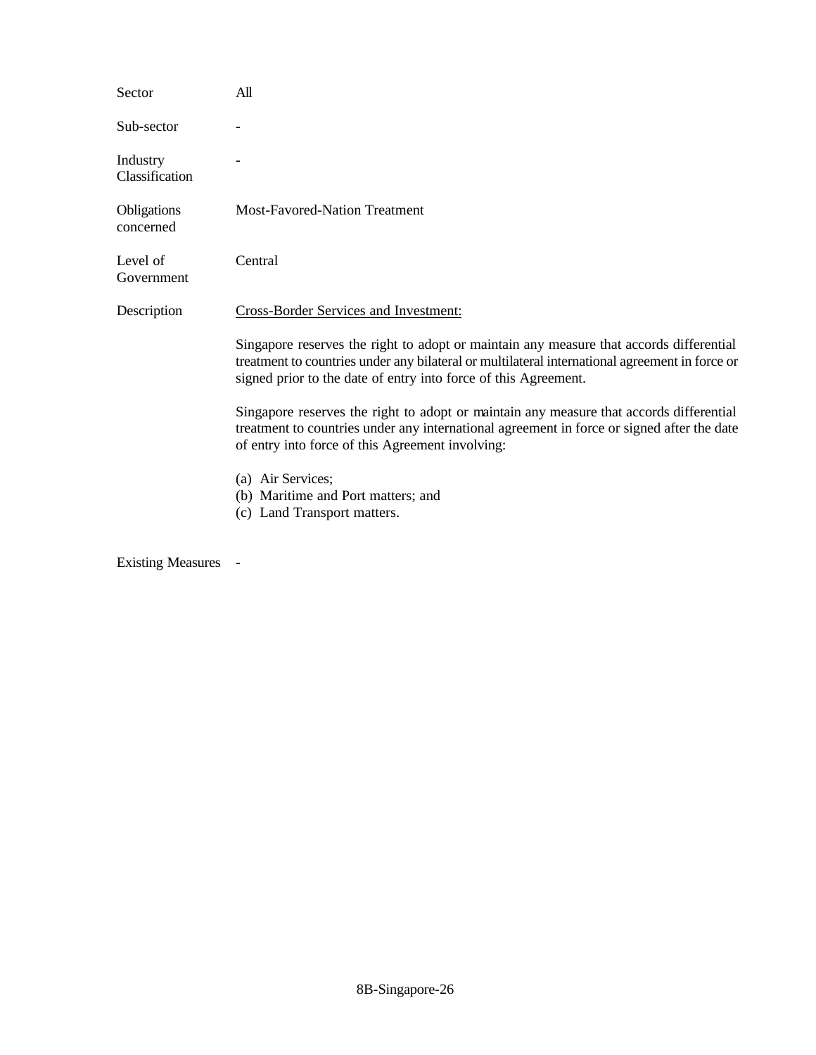| | |
|---|---|
| Sector | All |
| Sub-sector | - |
| Industry Classification | - |
| Obligations concerned | Most-Favored-Nation Treatment |
| Level of Government | Central |
| Description | Cross-Border Services and Investment:<br><br>Singapore reserves the right to adopt or maintain any measure that accords differential treatment to countries under any bilateral or multilateral international agreement in force or signed prior to the date of entry into force of this Agreement.<br><br>Singapore reserves the right to adopt or maintain any measure that accords differential treatment to countries under any international agreement in force or signed after the date of entry into force of this Agreement involving:<br><br>(a) Air Services;<br>(b) Maritime and Port matters; and<br>(c) Land Transport matters. |
| Existing Measures | - |